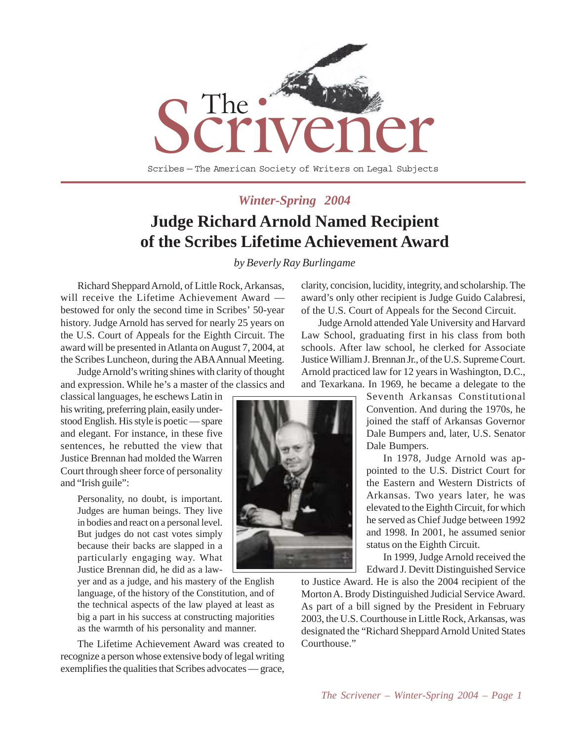# The Scrivener

Scribes — The American Society of Writers on Legal Subjects

*Winter-Spring 2004*

## Judge Richard Arnold Named Recipient of the Scribes Lifetime Achievement Award

*by Beverly Ray Burlingame*

Richard Sheppard Arnold, of Little Rock, Arkansas, will receive the Lifetime Achievement Award — bestowed for only the second time in Scribes' 50-year history. Judge Arnold has served for nearly 25 years on the U.S. Court of Appeals for the Eighth Circuit. The award will be presented in Atlanta on August 7, 2004, at the Scribes Luncheon, during the ABA Annual Meeting.

Judge Arnold's writing shines with clarity of thought and expression. While he's a master of the classics and classical languages, he eschews Latin in his writing, preferring plain, easily understood English. His style is poetic — spare and elegant. For instance, in these five sentences, he rebutted the view that Justice Brennan had molded the Warren Court through sheer force of personality and "Irish guile":

> Personality, no doubt, is important. Judges are human beings. They live in bodies and react on a personal level. But judges do not cast votes simply because their backs are slapped in a particularly engaging way. What Justice Brennan did, he did as a lawyer and as a judge, and his mastery of the English language, of the history of the Constitution, and of the technical aspects of the law played at least as big a part in his success at constructing majorities as the warmth of his personality and manner.

The Lifetime Achievement Award was created to recognize a person whose extensive body of legal writing exemplifies the qualities that Scribes advocates — grace, clarity, concision, lucidity, integrity, and scholarship. The award's only other recipient is Judge Guido Calabresi, of the U.S. Court of Appeals for the Second Circuit.

Judge Arnold attended Yale University and Harvard Law School, graduating first in his class from both schools. After law school, he clerked for Associate Justice William J. Brennan Jr., of the U.S. Supreme Court. Arnold practiced law for 12 years in Washington, D.C., and Texarkana. In 1969, he became a delegate to the Seventh Arkansas Constitutional Convention. And during the 1970s, he joined the staff of Arkansas Governor Dale Bumpers and, later, U.S. Senator Dale Bumpers.

In 1978, Judge Arnold was appointed to the U.S. District Court for the Eastern and Western Districts of Arkansas. Two years later, he was elevated to the Eighth Circuit, for which he served as Chief Judge between 1992 and 1998. In 2001, he assumed senior status on the Eighth Circuit.

In 1999, Judge Arnold received the Edward J. Devitt Distinguished Service to Justice Award. He is also the 2004 recipient of the Morton A. Brody Distinguished Judicial Service Award. As part of a bill signed by the President in February 2003, the U.S. Courthouse in Little Rock, Arkansas, was designated the "Richard Sheppard Arnold United States Courthouse."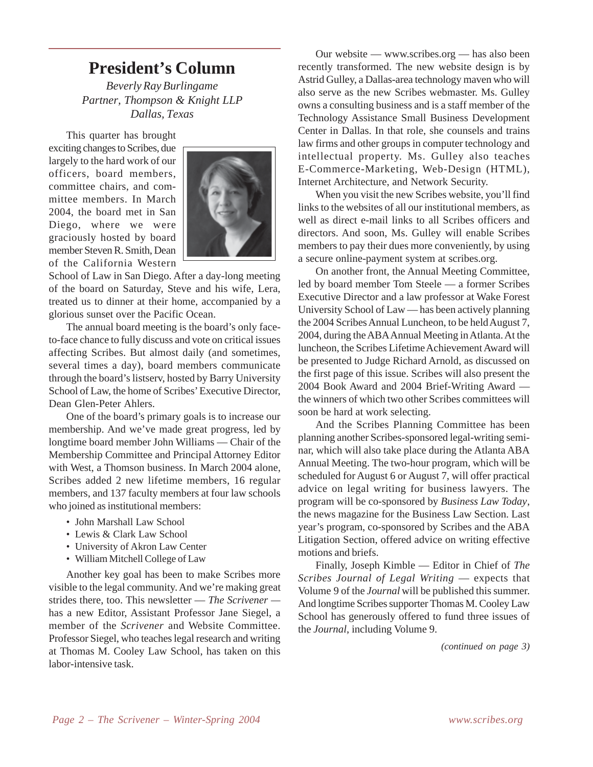# President's Column

*Beverly Ray Burlingame*
*Partner, Thompson & Knight LLP*
*Dallas, Texas*

This quarter has brought exciting changes to Scribes, due largely to the hard work of our officers, board members, committee chairs, and committee members. In March 2004, the board met in San Diego, where we were graciously hosted by board member Steven R. Smith, Dean of the California Western School of Law in San Diego. After a day-long meeting of the board on Saturday, Steve and his wife, Lera, treated us to dinner at their home, accompanied by a glorious sunset over the Pacific Ocean.

The annual board meeting is the board's only face-to-face chance to fully discuss and vote on critical issues affecting Scribes. But almost daily (and sometimes, several times a day), board members communicate through the board's listserv, hosted by Barry University School of Law, the home of Scribes' Executive Director, Dean Glen-Peter Ahlers.

One of the board's primary goals is to increase our membership. And we've made great progress, led by longtime board member John Williams — Chair of the Membership Committee and Principal Attorney Editor with West, a Thomson business. In March 2004 alone, Scribes added 2 new lifetime members, 16 regular members, and 137 faculty members at four law schools who joined as institutional members:

- John Marshall Law School
- Lewis & Clark Law School
- University of Akron Law Center
- William Mitchell College of Law

Another key goal has been to make Scribes more visible to the legal community. And we're making great strides there, too. This newsletter — *The Scrivener* — has a new Editor, Assistant Professor Jane Siegel, a member of the *Scrivener* and Website Committee. Professor Siegel, who teaches legal research and writing at Thomas M. Cooley Law School, has taken on this labor-intensive task.

Our website — www.scribes.org — has also been recently transformed. The new website design is by Astrid Gulley, a Dallas-area technology maven who will also serve as the new Scribes webmaster. Ms. Gulley owns a consulting business and is a staff member of the Technology Assistance Small Business Development Center in Dallas. In that role, she counsels and trains law firms and other groups in computer technology and intellectual property. Ms. Gulley also teaches E-Commerce-Marketing, Web-Design (HTML), Internet Architecture, and Network Security.

When you visit the new Scribes website, you'll find links to the websites of all our institutional members, as well as direct e-mail links to all Scribes officers and directors. And soon, Ms. Gulley will enable Scribes members to pay their dues more conveniently, by using a secure online-payment system at scribes.org.

On another front, the Annual Meeting Committee, led by board member Tom Steele — a former Scribes Executive Director and a law professor at Wake Forest University School of Law — has been actively planning the 2004 Scribes Annual Luncheon, to be held August 7, 2004, during the ABA Annual Meeting in Atlanta. At the luncheon, the Scribes Lifetime Achievement Award will be presented to Judge Richard Arnold, as discussed on the first page of this issue. Scribes will also present the 2004 Book Award and 2004 Brief-Writing Award — the winners of which two other Scribes committees will soon be hard at work selecting.

And the Scribes Planning Committee has been planning another Scribes-sponsored legal-writing seminar, which will also take place during the Atlanta ABA Annual Meeting. The two-hour program, which will be scheduled for August 6 or August 7, will offer practical advice on legal writing for business lawyers. The program will be co-sponsored by *Business Law Today*, the news magazine for the Business Law Section. Last year's program, co-sponsored by Scribes and the ABA Litigation Section, offered advice on writing effective motions and briefs.

Finally, Joseph Kimble — Editor in Chief of *The Scribes Journal of Legal Writing* — expects that Volume 9 of the *Journal* will be published this summer. And longtime Scribes supporter Thomas M. Cooley Law School has generously offered to fund three issues of the *Journal*, including Volume 9.

*(continued on page 3)*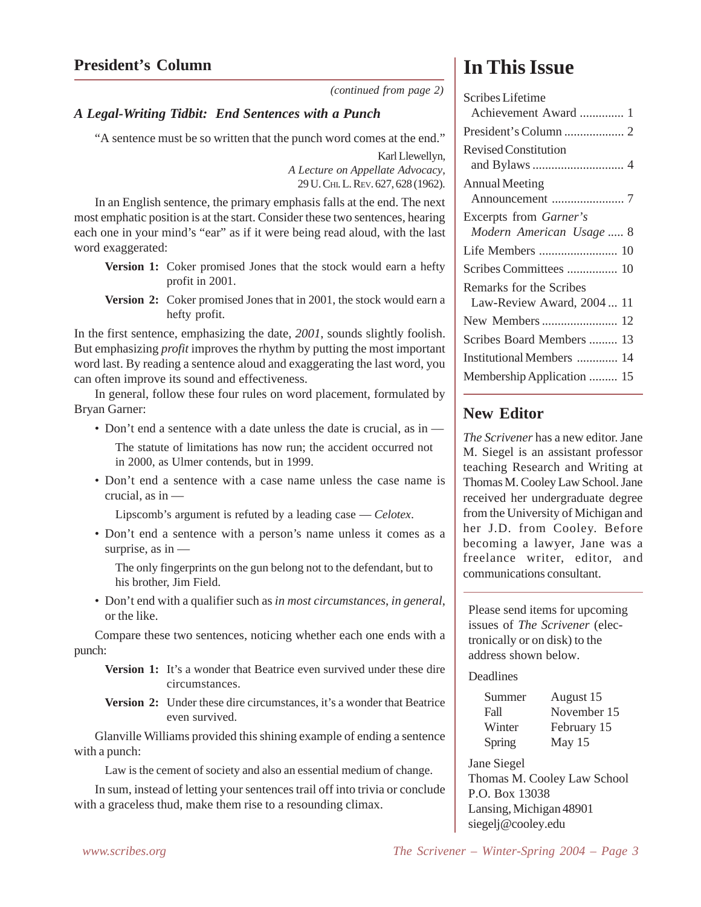## President's Column

*(continued from page 2)*

### *A Legal-Writing Tidbit: End Sentences with a Punch*

"A sentence must be so written that the punch word comes at the end."

Karl Llewellyn,
*A Lecture on Appellate Advocacy*,
29 U. Chi. L. Rev. 627, 628 (1962).

In an English sentence, the primary emphasis falls at the end. The next most emphatic position is at the start. Consider these two sentences, hearing each one in your mind's "ear" as if it were being read aloud, with the last word exaggerated:

**Version 1:** Coker promised Jones that the stock would earn a hefty profit in 2001.

**Version 2:** Coker promised Jones that in 2001, the stock would earn a hefty profit.

In the first sentence, emphasizing the date, *2001*, sounds slightly foolish. But emphasizing *profit* improves the rhythm by putting the most important word last. By reading a sentence aloud and exaggerating the last word, you can often improve its sound and effectiveness.

In general, follow these four rules on word placement, formulated by Bryan Garner:

- Don't end a sentence with a date unless the date is crucial, as in —

  The statute of limitations has now run; the accident occurred not in 2000, as Ulmer contends, but in 1999.

- Don't end a sentence with a case name unless the case name is crucial, as in —

  Lipscomb's argument is refuted by a leading case — *Celotex*.

- Don't end a sentence with a person's name unless it comes as a surprise, as in —

  The only fingerprints on the gun belong not to the defendant, but to his brother, Jim Field.

- Don't end with a qualifier such as *in most circumstances*, *in general*, or the like.

Compare these two sentences, noticing whether each one ends with a punch:

**Version 1:** It's a wonder that Beatrice even survived under these dire circumstances.

**Version 2:** Under these dire circumstances, it's a wonder that Beatrice even survived.

Glanville Williams provided this shining example of ending a sentence with a punch:

Law is the cement of society and also an essential medium of change.

In sum, instead of letting your sentences trail off into trivia or conclude with a graceless thud, make them rise to a resounding climax.

# In This Issue

- Scribes Lifetime Achievement Award .............. 1
- President's Column .................. 2
- Revised Constitution and Bylaws ............................ 4
- Annual Meeting Announcement ...................... 7
- Excerpts from *Garner's Modern American Usage* ..... 8
- Life Members ......................... 10
- Scribes Committees ................ 10
- Remarks for the Scribes Law-Review Award, 2004 ... 11
- New Members ........................ 12
- Scribes Board Members ......... 13
- Institutional Members ............. 14
- Membership Application ......... 15

## New Editor

*The Scrivener* has a new editor. Jane M. Siegel is an assistant professor teaching Research and Writing at Thomas M. Cooley Law School. Jane received her undergraduate degree from the University of Michigan and her J.D. from Cooley. Before becoming a lawyer, Jane was a freelance writer, editor, and communications consultant.

Please send items for upcoming issues of *The Scrivener* (electronically or on disk) to the address shown below.

Deadlines

| | |
|---|---|
| Summer | August 15 |
| Fall | November 15 |
| Winter | February 15 |
| Spring | May 15 |

Jane Siegel
Thomas M. Cooley Law School
P.O. Box 13038
Lansing, Michigan 48901
siegelj@cooley.edu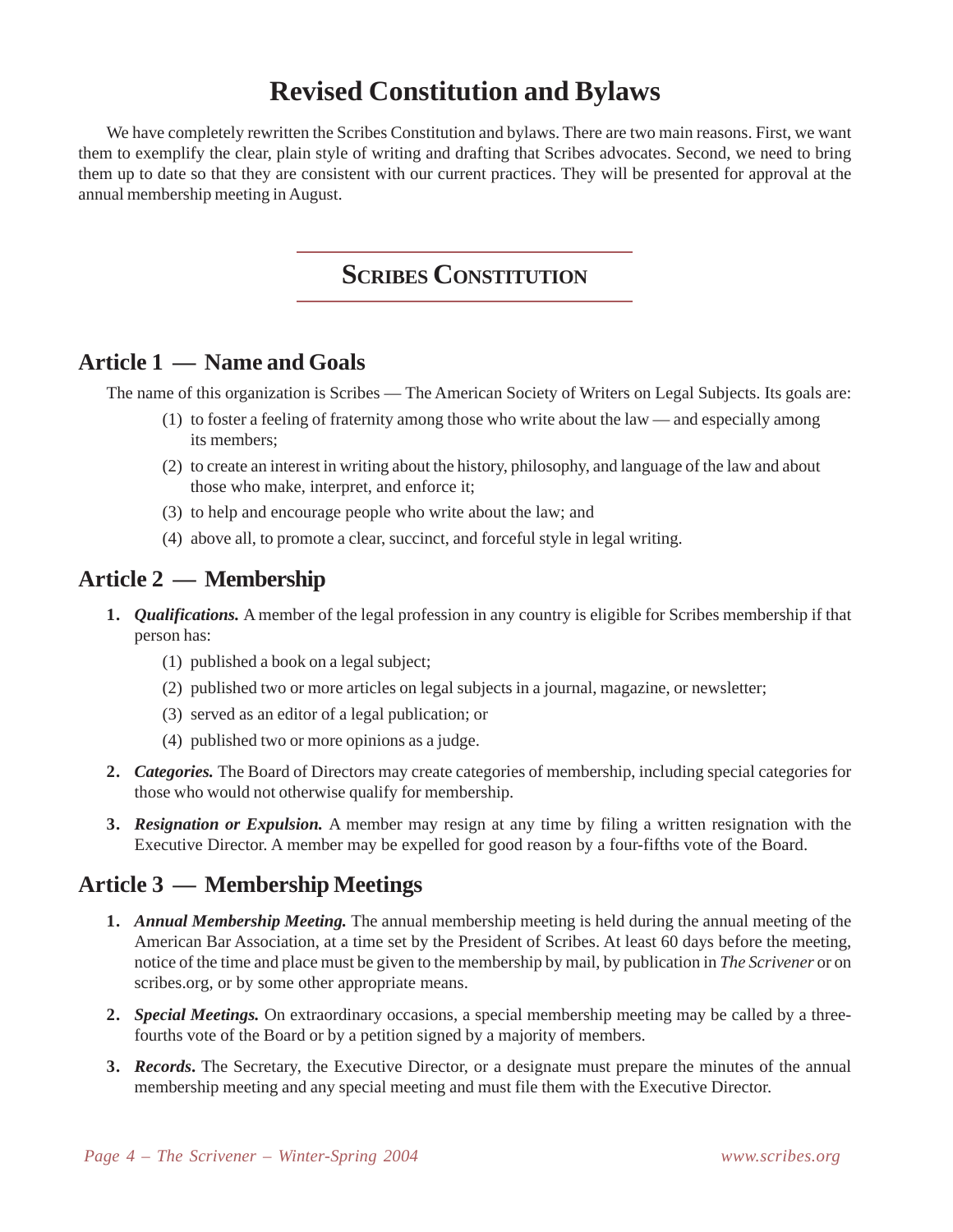# Revised Constitution and Bylaws

We have completely rewritten the Scribes Constitution and bylaws. There are two main reasons. First, we want them to exemplify the clear, plain style of writing and drafting that Scribes advocates. Second, we need to bring them up to date so that they are consistent with our current practices. They will be presented for approval at the annual membership meeting in August.

## Scribes Constitution

### Article 1 — Name and Goals

The name of this organization is Scribes — The American Society of Writers on Legal Subjects. Its goals are:

(1) to foster a feeling of fraternity among those who write about the law — and especially among its members;

(2) to create an interest in writing about the history, philosophy, and language of the law and about those who make, interpret, and enforce it;

(3) to help and encourage people who write about the law; and

(4) above all, to promote a clear, succinct, and forceful style in legal writing.

### Article 2 — Membership

**1.** ***Qualifications.*** A member of the legal profession in any country is eligible for Scribes membership if that person has:

(1) published a book on a legal subject;

(2) published two or more articles on legal subjects in a journal, magazine, or newsletter;

(3) served as an editor of a legal publication; or

(4) published two or more opinions as a judge.

**2.** ***Categories.*** The Board of Directors may create categories of membership, including special categories for those who would not otherwise qualify for membership.

**3.** ***Resignation or Expulsion.*** A member may resign at any time by filing a written resignation with the Executive Director. A member may be expelled for good reason by a four-fifths vote of the Board.

### Article 3 — Membership Meetings

**1.** ***Annual Membership Meeting.*** The annual membership meeting is held during the annual meeting of the American Bar Association, at a time set by the President of Scribes. At least 60 days before the meeting, notice of the time and place must be given to the membership by mail, by publication in *The Scrivener* or on scribes.org, or by some other appropriate means.

**2.** ***Special Meetings.*** On extraordinary occasions, a special membership meeting may be called by a three-fourths vote of the Board or by a petition signed by a majority of members.

**3.** ***Records.*** The Secretary, the Executive Director, or a designate must prepare the minutes of the annual membership meeting and any special meeting and must file them with the Executive Director.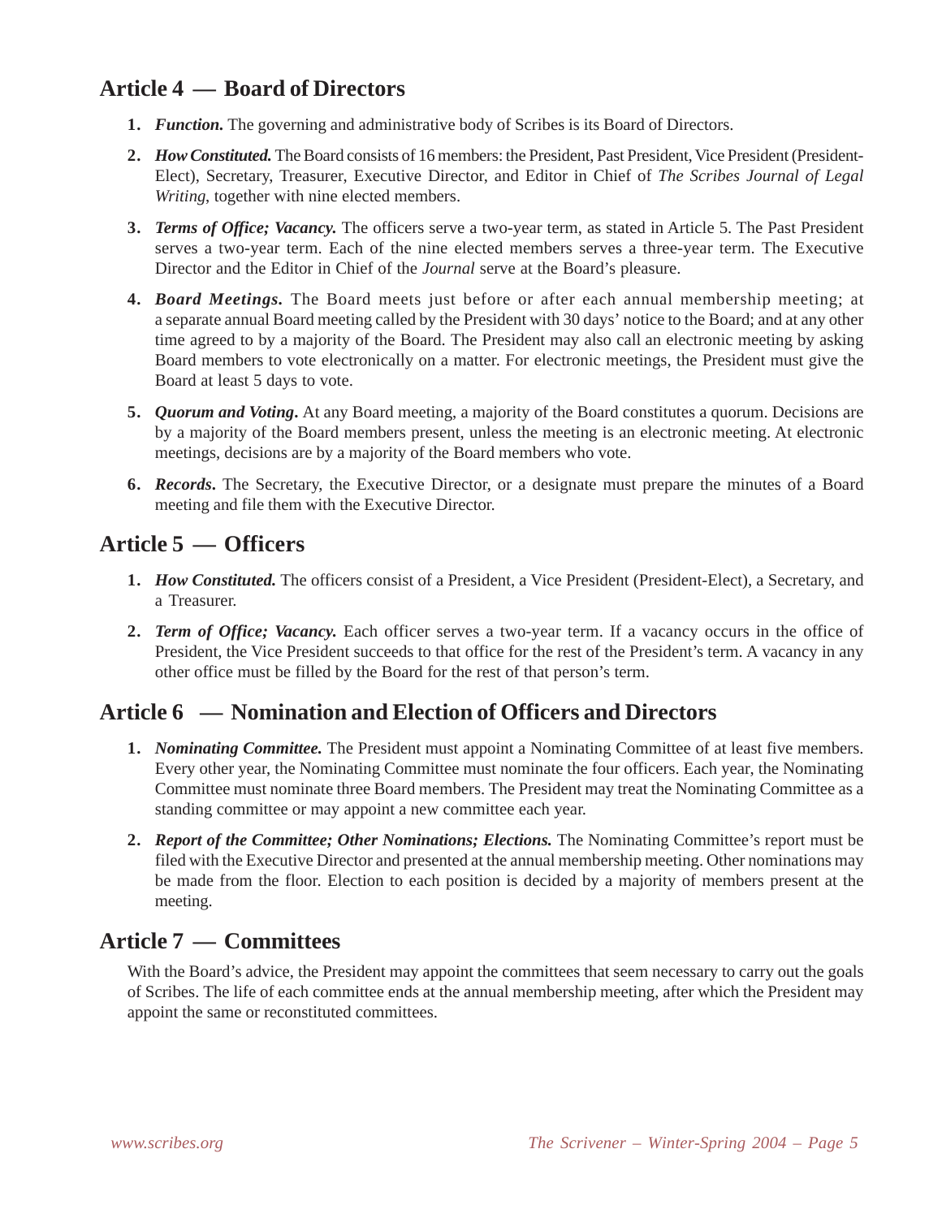## Article 4 — Board of Directors

1. ***Function.*** The governing and administrative body of Scribes is its Board of Directors.

2. ***How Constituted.*** The Board consists of 16 members: the President, Past President, Vice President (President-Elect), Secretary, Treasurer, Executive Director, and Editor in Chief of *The Scribes Journal of Legal Writing*, together with nine elected members.

3. ***Terms of Office; Vacancy.*** The officers serve a two-year term, as stated in Article 5. The Past President serves a two-year term. Each of the nine elected members serves a three-year term. The Executive Director and the Editor in Chief of the *Journal* serve at the Board's pleasure.

4. ***Board Meetings.*** The Board meets just before or after each annual membership meeting; at a separate annual Board meeting called by the President with 30 days' notice to the Board; and at any other time agreed to by a majority of the Board. The President may also call an electronic meeting by asking Board members to vote electronically on a matter. For electronic meetings, the President must give the Board at least 5 days to vote.

5. ***Quorum and Voting.*** At any Board meeting, a majority of the Board constitutes a quorum. Decisions are by a majority of the Board members present, unless the meeting is an electronic meeting. At electronic meetings, decisions are by a majority of the Board members who vote.

6. ***Records.*** The Secretary, the Executive Director, or a designate must prepare the minutes of a Board meeting and file them with the Executive Director.

## Article 5 — Officers

1. ***How Constituted.*** The officers consist of a President, a Vice President (President-Elect), a Secretary, and a Treasurer.

2. ***Term of Office; Vacancy.*** Each officer serves a two-year term. If a vacancy occurs in the office of President, the Vice President succeeds to that office for the rest of the President's term. A vacancy in any other office must be filled by the Board for the rest of that person's term.

## Article 6 — Nomination and Election of Officers and Directors

1. ***Nominating Committee.*** The President must appoint a Nominating Committee of at least five members. Every other year, the Nominating Committee must nominate the four officers. Each year, the Nominating Committee must nominate three Board members. The President may treat the Nominating Committee as a standing committee or may appoint a new committee each year.

2. ***Report of the Committee; Other Nominations; Elections.*** The Nominating Committee's report must be filed with the Executive Director and presented at the annual membership meeting. Other nominations may be made from the floor. Election to each position is decided by a majority of members present at the meeting.

## Article 7 — Committees

With the Board's advice, the President may appoint the committees that seem necessary to carry out the goals of Scribes. The life of each committee ends at the annual membership meeting, after which the President may appoint the same or reconstituted committees.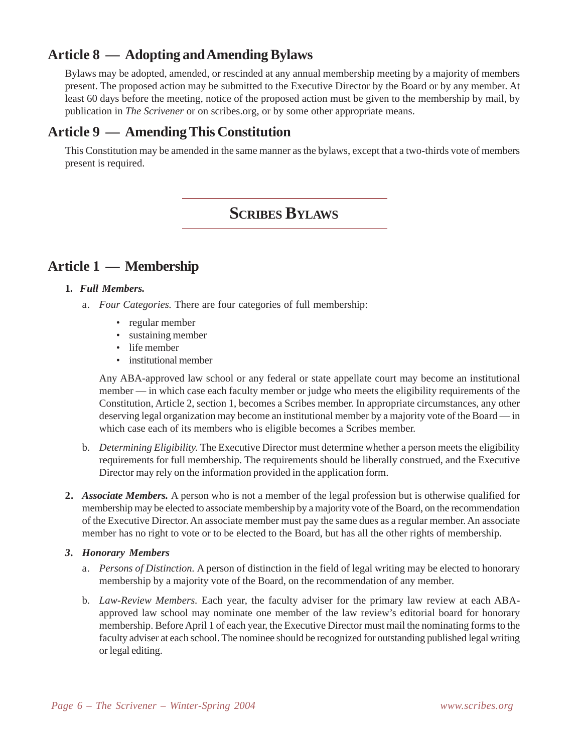## Article 8 — Adopting and Amending Bylaws

Bylaws may be adopted, amended, or rescinded at any annual membership meeting by a majority of members present. The proposed action may be submitted to the Executive Director by the Board or by any member. At least 60 days before the meeting, notice of the proposed action must be given to the membership by mail, by publication in *The Scrivener* or on scribes.org, or by some other appropriate means.

## Article 9 — Amending This Constitution

This Constitution may be amended in the same manner as the bylaws, except that a two-thirds vote of members present is required.

# Scribes Bylaws

## Article 1 — Membership

**1.** ***Full Members.***

a. *Four Categories.* There are four categories of full membership:

- regular member
- sustaining member
- life member
- institutional member

Any ABA-approved law school or any federal or state appellate court may become an institutional member — in which case each faculty member or judge who meets the eligibility requirements of the Constitution, Article 2, section 1, becomes a Scribes member. In appropriate circumstances, any other deserving legal organization may become an institutional member by a majority vote of the Board — in which case each of its members who is eligible becomes a Scribes member.

b. *Determining Eligibility.* The Executive Director must determine whether a person meets the eligibility requirements for full membership. The requirements should be liberally construed, and the Executive Director may rely on the information provided in the application form.

**2.** ***Associate Members.*** A person who is not a member of the legal profession but is otherwise qualified for membership may be elected to associate membership by a majority vote of the Board, on the recommendation of the Executive Director. An associate member must pay the same dues as a regular member. An associate member has no right to vote or to be elected to the Board, but has all the other rights of membership.

***3. Honorary Members***

a. *Persons of Distinction.* A person of distinction in the field of legal writing may be elected to honorary membership by a majority vote of the Board, on the recommendation of any member.

b. *Law-Review Members.* Each year, the faculty adviser for the primary law review at each ABA-approved law school may nominate one member of the law review's editorial board for honorary membership. Before April 1 of each year, the Executive Director must mail the nominating forms to the faculty adviser at each school. The nominee should be recognized for outstanding published legal writing or legal editing.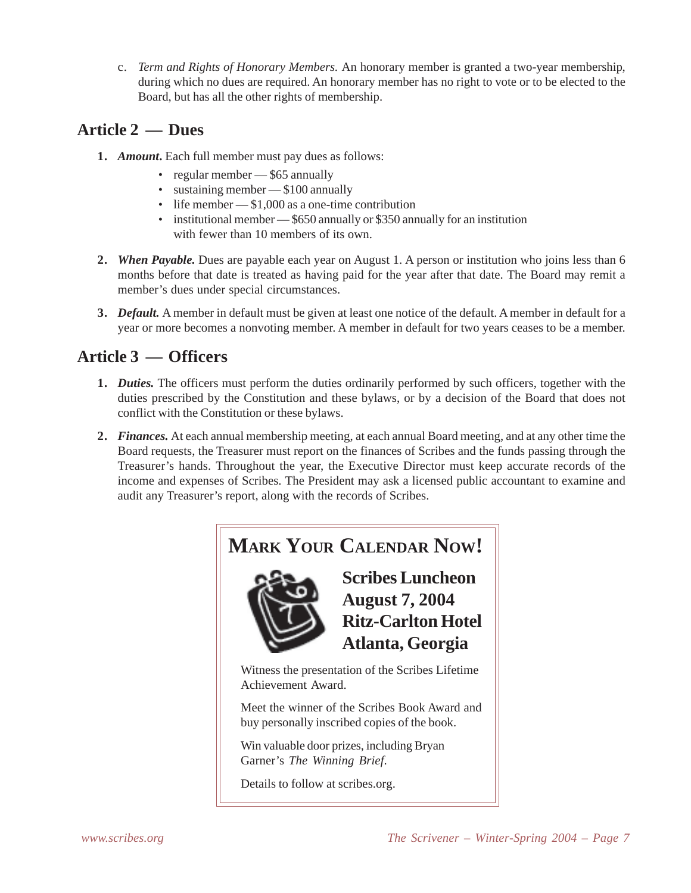c. *Term and Rights of Honorary Members.* An honorary member is granted a two-year membership, during which no dues are required. An honorary member has no right to vote or to be elected to the Board, but has all the other rights of membership.

## Article 2 — Dues

1. ***Amount***. Each full member must pay dues as follows:
   - regular member — $65 annually
   - sustaining member — $100 annually
   - life member — $1,000 as a one-time contribution
   - institutional member — $650 annually or $350 annually for an institution with fewer than 10 members of its own.

2. ***When Payable.*** Dues are payable each year on August 1. A person or institution who joins less than 6 months before that date is treated as having paid for the year after that date. The Board may remit a member's dues under special circumstances.

3. ***Default.*** A member in default must be given at least one notice of the default. A member in default for a year or more becomes a nonvoting member. A member in default for two years ceases to be a member.

## Article 3 — Officers

1. ***Duties.*** The officers must perform the duties ordinarily performed by such officers, together with the duties prescribed by the Constitution and these bylaws, or by a decision of the Board that does not conflict with the Constitution or these bylaws.

2. ***Finances.*** At each annual membership meeting, at each annual Board meeting, and at any other time the Board requests, the Treasurer must report on the finances of Scribes and the funds passing through the Treasurer's hands. Throughout the year, the Executive Director must keep accurate records of the income and expenses of Scribes. The President may ask a licensed public accountant to examine and audit any Treasurer's report, along with the records of Scribes.

### Mark Your Calendar Now!

**Scribes Luncheon**
**August 7, 2004**
**Ritz-Carlton Hotel**
**Atlanta, Georgia**

Witness the presentation of the Scribes Lifetime Achievement Award.

Meet the winner of the Scribes Book Award and buy personally inscribed copies of the book.

Win valuable door prizes, including Bryan Garner's *The Winning Brief.*

Details to follow at scribes.org.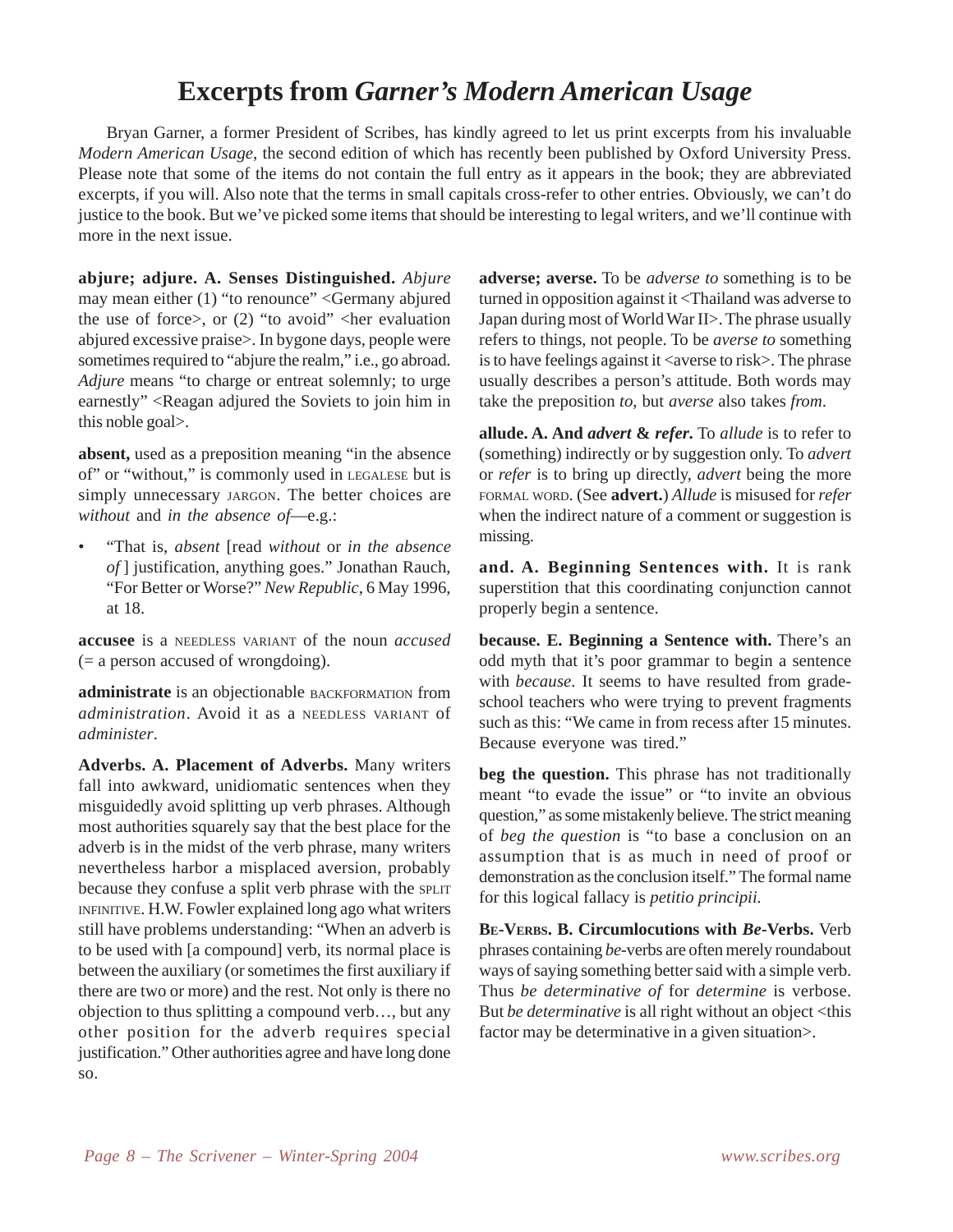# Excerpts from *Garner's Modern American Usage*

Bryan Garner, a former President of Scribes, has kindly agreed to let us print excerpts from his invaluable *Modern American Usage*, the second edition of which has recently been published by Oxford University Press. Please note that some of the items do not contain the full entry as it appears in the book; they are abbreviated excerpts, if you will. Also note that the terms in small capitals cross-refer to other entries. Obviously, we can't do justice to the book. But we've picked some items that should be interesting to legal writers, and we'll continue with more in the next issue.

**abjure; adjure. A. Senses Distinguished.** *Abjure* may mean either (1) "to renounce" <Germany abjured the use of force>, or (2) "to avoid" <her evaluation abjured excessive praise>. In bygone days, people were sometimes required to "abjure the realm," i.e., go abroad. *Adjure* means "to charge or entreat solemnly; to urge earnestly" <Reagan adjured the Soviets to join him in this noble goal>.

**absent,** used as a preposition meaning "in the absence of" or "without," is commonly used in LEGALESE but is simply unnecessary JARGON. The better choices are *without* and *in the absence of*—e.g.:

- "That is, *absent* [read *without* or *in the absence of* ] justification, anything goes." Jonathan Rauch, "For Better or Worse?" *New Republic*, 6 May 1996, at 18.

**accusee** is a NEEDLESS VARIANT of the noun *accused* (= a person accused of wrongdoing).

**administrate** is an objectionable BACKFORMATION from *administration*. Avoid it as a NEEDLESS VARIANT of *administer*.

**Adverbs. A. Placement of Adverbs.** Many writers fall into awkward, unidiomatic sentences when they misguidedly avoid splitting up verb phrases. Although most authorities squarely say that the best place for the adverb is in the midst of the verb phrase, many writers nevertheless harbor a misplaced aversion, probably because they confuse a split verb phrase with the SPLIT INFINITIVE. H.W. Fowler explained long ago what writers still have problems understanding: "When an adverb is to be used with [a compound] verb, its normal place is between the auxiliary (or sometimes the first auxiliary if there are two or more) and the rest. Not only is there no objection to thus splitting a compound verb…, but any other position for the adverb requires special justification." Other authorities agree and have long done so.

**adverse; averse.** To be *adverse to* something is to be turned in opposition against it <Thailand was adverse to Japan during most of World War II>. The phrase usually refers to things, not people. To be *averse to* something is to have feelings against it <averse to risk>. The phrase usually describes a person's attitude. Both words may take the preposition *to*, but *averse* also takes *from*.

**allude. A. And *advert* & *refer*.** To *allude* is to refer to (something) indirectly or by suggestion only. To *advert* or *refer* is to bring up directly, *advert* being the more FORMAL WORD. (See **advert.**) *Allude* is misused for *refer* when the indirect nature of a comment or suggestion is missing.

**and. A. Beginning Sentences with.** It is rank superstition that this coordinating conjunction cannot properly begin a sentence.

**because. E. Beginning a Sentence with.** There's an odd myth that it's poor grammar to begin a sentence with *because*. It seems to have resulted from grade-school teachers who were trying to prevent fragments such as this: "We came in from recess after 15 minutes. Because everyone was tired."

**beg the question.** This phrase has not traditionally meant "to evade the issue" or "to invite an obvious question," as some mistakenly believe. The strict meaning of *beg the question* is "to base a conclusion on an assumption that is as much in need of proof or demonstration as the conclusion itself." The formal name for this logical fallacy is *petitio principii.*

**BE-VERBS. B. Circumlocutions with *Be*-Verbs.** Verb phrases containing *be*-verbs are often merely roundabout ways of saying something better said with a simple verb. Thus *be determinative of* for *determine* is verbose. But *be determinative* is all right without an object <this factor may be determinative in a given situation>.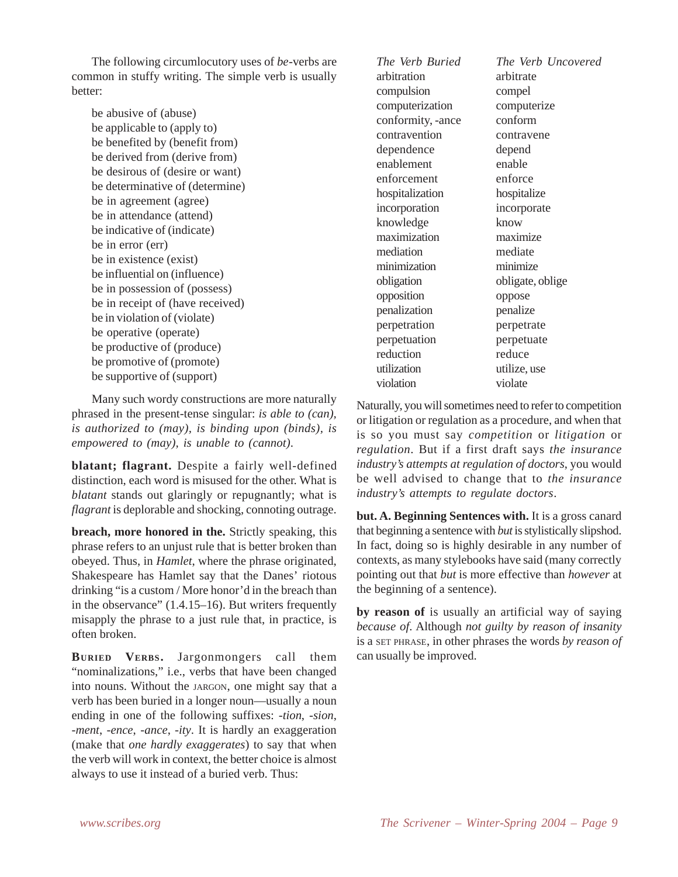The following circumlocutory uses of *be*-verbs are common in stuffy writing. The simple verb is usually better:

be abusive of (abuse)
be applicable to (apply to)
be benefited by (benefit from)
be derived from (derive from)
be desirous of (desire or want)
be determinative of (determine)
be in agreement (agree)
be in attendance (attend)
be indicative of (indicate)
be in error (err)
be in existence (exist)
be influential on (influence)
be in possession of (possess)
be in receipt of (have received)
be in violation of (violate)
be operative (operate)
be productive of (produce)
be promotive of (promote)
be supportive of (support)

Many such wordy constructions are more naturally phrased in the present-tense singular: *is able to (can), is authorized to (may), is binding upon (binds), is empowered to (may), is unable to (cannot).*

**blatant; flagrant.** Despite a fairly well-defined distinction, each word is misused for the other. What is *blatant* stands out glaringly or repugnantly; what is *flagrant* is deplorable and shocking, connoting outrage.

**breach, more honored in the.** Strictly speaking, this phrase refers to an unjust rule that is better broken than obeyed. Thus, in *Hamlet,* where the phrase originated, Shakespeare has Hamlet say that the Danes' riotous drinking "is a custom / More honor'd in the breach than in the observance" (1.4.15–16). But writers frequently misapply the phrase to a just rule that, in practice, is often broken.

**BURIED VERBS.** Jargonmongers call them "nominalizations," i.e., verbs that have been changed into nouns. Without the JARGON, one might say that a verb has been buried in a longer noun—usually a noun ending in one of the following suffixes: *-tion*, *-sion*, *-ment*, *-ence*, *-ance*, *-ity*. It is hardly an exaggeration (make that *one hardly exaggerates*) to say that when the verb will work in context, the better choice is almost always to use it instead of a buried verb. Thus:

| *The Verb Buried* | *The Verb Uncovered* |
|---|---|
| arbitration | arbitrate |
| compulsion | compel |
| computerization | computerize |
| conformity, -ance | conform |
| contravention | contravene |
| dependence | depend |
| enablement | enable |
| enforcement | enforce |
| hospitalization | hospitalize |
| incorporation | incorporate |
| knowledge | know |
| maximization | maximize |
| mediation | mediate |
| minimization | minimize |
| obligation | obligate, oblige |
| opposition | oppose |
| penalization | penalize |
| perpetration | perpetrate |
| perpetuation | perpetuate |
| reduction | reduce |
| utilization | utilize, use |
| violation | violate |

Naturally, you will sometimes need to refer to competition or litigation or regulation as a procedure, and when that is so you must say *competition* or *litigation* or *regulation*. But if a first draft says *the insurance industry's attempts at regulation of doctors*, you would be well advised to change that to *the insurance industry's attempts to regulate doctors*.

**but. A. Beginning Sentences with.** It is a gross canard that beginning a sentence with *but* is stylistically slipshod. In fact, doing so is highly desirable in any number of contexts, as many stylebooks have said (many correctly pointing out that *but* is more effective than *however* at the beginning of a sentence).

**by reason of** is usually an artificial way of saying *because of*. Although *not guilty by reason of insanity* is a SET PHRASE, in other phrases the words *by reason of* can usually be improved.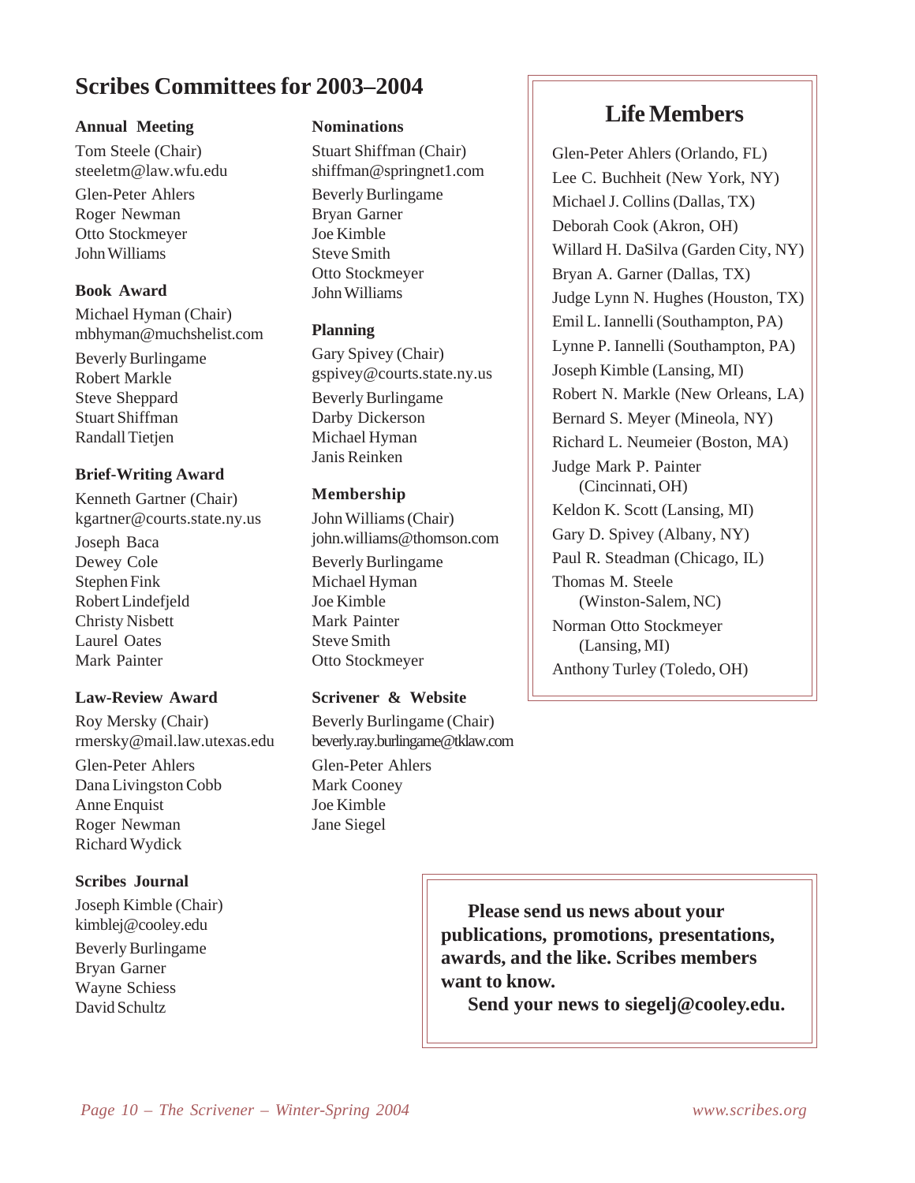# Scribes Committees for 2003–2004

### Annual Meeting

Tom Steele (Chair)
steeletm@law.wfu.edu

Glen-Peter Ahlers
Roger Newman
Otto Stockmeyer
John Williams

### Book Award

Michael Hyman (Chair)
mbhyman@muchshelist.com

Beverly Burlingame
Robert Markle
Steve Sheppard
Stuart Shiffman
Randall Tietjen

### Brief-Writing Award

Kenneth Gartner (Chair)
kgartner@courts.state.ny.us

Joseph Baca
Dewey Cole
Stephen Fink
Robert Lindefjeld
Christy Nisbett
Laurel Oates
Mark Painter

### Law-Review Award

Roy Mersky (Chair)
rmersky@mail.law.utexas.edu

Glen-Peter Ahlers
Dana Livingston Cobb
Anne Enquist
Roger Newman
Richard Wydick

### Scribes Journal

Joseph Kimble (Chair)
kimblej@cooley.edu

Beverly Burlingame
Bryan Garner
Wayne Schiess
David Schultz

### Nominations

Stuart Shiffman (Chair)
shiffman@springnet1.com

Beverly Burlingame
Bryan Garner
Joe Kimble
Steve Smith
Otto Stockmeyer
John Williams

### Planning

Gary Spivey (Chair)
gspivey@courts.state.ny.us

Beverly Burlingame
Darby Dickerson
Michael Hyman
Janis Reinken

### Membership

John Williams (Chair)
john.williams@thomson.com

Beverly Burlingame
Michael Hyman
Joe Kimble
Mark Painter
Steve Smith
Otto Stockmeyer

### Scrivener & Website

Beverly Burlingame (Chair)
beverly.ray.burlingame@tklaw.com

Glen-Peter Ahlers
Mark Cooney
Joe Kimble
Jane Siegel

## Life Members

Glen-Peter Ahlers (Orlando, FL)
Lee C. Buchheit (New York, NY)
Michael J. Collins (Dallas, TX)
Deborah Cook (Akron, OH)
Willard H. DaSilva (Garden City, NY)
Bryan A. Garner (Dallas, TX)
Judge Lynn N. Hughes (Houston, TX)
Emil L. Iannelli (Southampton, PA)
Lynne P. Iannelli (Southampton, PA)
Joseph Kimble (Lansing, MI)
Robert N. Markle (New Orleans, LA)
Bernard S. Meyer (Mineola, NY)
Richard L. Neumeier (Boston, MA)
Judge Mark P. Painter (Cincinnati, OH)
Keldon K. Scott (Lansing, MI)
Gary D. Spivey (Albany, NY)
Paul R. Steadman (Chicago, IL)
Thomas M. Steele (Winston-Salem, NC)
Norman Otto Stockmeyer (Lansing, MI)
Anthony Turley (Toledo, OH)

**Please send us news about your publications, promotions, presentations, awards, and the like. Scribes members want to know.**

**Send your news to siegelj@cooley.edu.**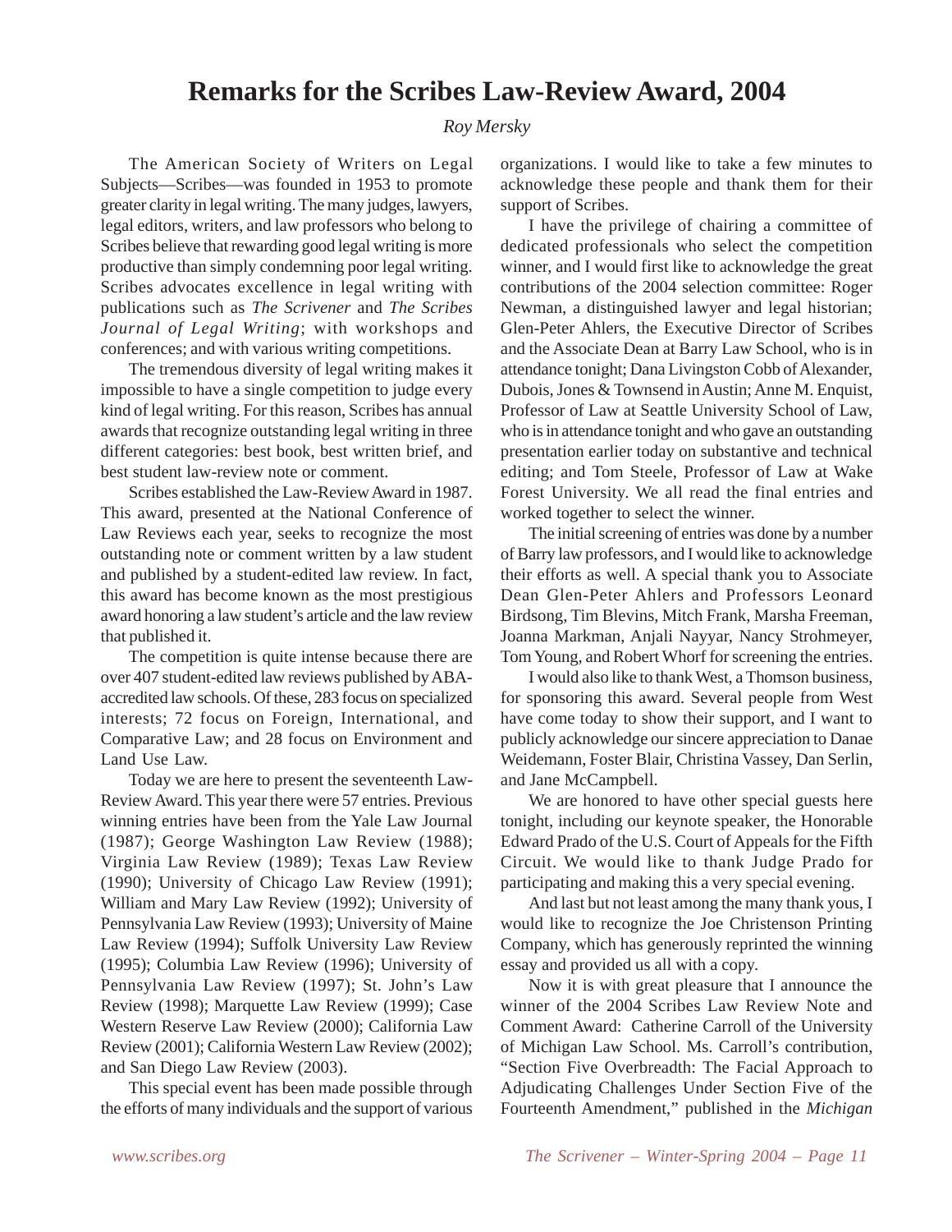# Remarks for the Scribes Law-Review Award, 2004

*Roy Mersky*

The American Society of Writers on Legal Subjects—Scribes—was founded in 1953 to promote greater clarity in legal writing. The many judges, lawyers, legal editors, writers, and law professors who belong to Scribes believe that rewarding good legal writing is more productive than simply condemning poor legal writing. Scribes advocates excellence in legal writing with publications such as *The Scrivener* and *The Scribes Journal of Legal Writing*; with workshops and conferences; and with various writing competitions.

The tremendous diversity of legal writing makes it impossible to have a single competition to judge every kind of legal writing. For this reason, Scribes has annual awards that recognize outstanding legal writing in three different categories: best book, best written brief, and best student law-review note or comment.

Scribes established the Law-Review Award in 1987. This award, presented at the National Conference of Law Reviews each year, seeks to recognize the most outstanding note or comment written by a law student and published by a student-edited law review. In fact, this award has become known as the most prestigious award honoring a law student's article and the law review that published it.

The competition is quite intense because there are over 407 student-edited law reviews published by ABA-accredited law schools. Of these, 283 focus on specialized interests; 72 focus on Foreign, International, and Comparative Law; and 28 focus on Environment and Land Use Law.

Today we are here to present the seventeenth Law-Review Award. This year there were 57 entries. Previous winning entries have been from the Yale Law Journal (1987); George Washington Law Review (1988); Virginia Law Review (1989); Texas Law Review (1990); University of Chicago Law Review (1991); William and Mary Law Review (1992); University of Pennsylvania Law Review (1993); University of Maine Law Review (1994); Suffolk University Law Review (1995); Columbia Law Review (1996); University of Pennsylvania Law Review (1997); St. John's Law Review (1998); Marquette Law Review (1999); Case Western Reserve Law Review (2000); California Law Review (2001); California Western Law Review (2002); and San Diego Law Review (2003).

This special event has been made possible through the efforts of many individuals and the support of various organizations. I would like to take a few minutes to acknowledge these people and thank them for their support of Scribes.

I have the privilege of chairing a committee of dedicated professionals who select the competition winner, and I would first like to acknowledge the great contributions of the 2004 selection committee: Roger Newman, a distinguished lawyer and legal historian; Glen-Peter Ahlers, the Executive Director of Scribes and the Associate Dean at Barry Law School, who is in attendance tonight; Dana Livingston Cobb of Alexander, Dubois, Jones & Townsend in Austin; Anne M. Enquist, Professor of Law at Seattle University School of Law, who is in attendance tonight and who gave an outstanding presentation earlier today on substantive and technical editing; and Tom Steele, Professor of Law at Wake Forest University. We all read the final entries and worked together to select the winner.

The initial screening of entries was done by a number of Barry law professors, and I would like to acknowledge their efforts as well. A special thank you to Associate Dean Glen-Peter Ahlers and Professors Leonard Birdsong, Tim Blevins, Mitch Frank, Marsha Freeman, Joanna Markman, Anjali Nayyar, Nancy Strohmeyer, Tom Young, and Robert Whorf for screening the entries.

I would also like to thank West, a Thomson business, for sponsoring this award. Several people from West have come today to show their support, and I want to publicly acknowledge our sincere appreciation to Danae Weidemann, Foster Blair, Christina Vassey, Dan Serlin, and Jane McCampbell.

We are honored to have other special guests here tonight, including our keynote speaker, the Honorable Edward Prado of the U.S. Court of Appeals for the Fifth Circuit. We would like to thank Judge Prado for participating and making this a very special evening.

And last but not least among the many thank yous, I would like to recognize the Joe Christenson Printing Company, which has generously reprinted the winning essay and provided us all with a copy.

Now it is with great pleasure that I announce the winner of the 2004 Scribes Law Review Note and Comment Award: Catherine Carroll of the University of Michigan Law School. Ms. Carroll's contribution, "Section Five Overbreadth: The Facial Approach to Adjudicating Challenges Under Section Five of the Fourteenth Amendment," published in the *Michigan*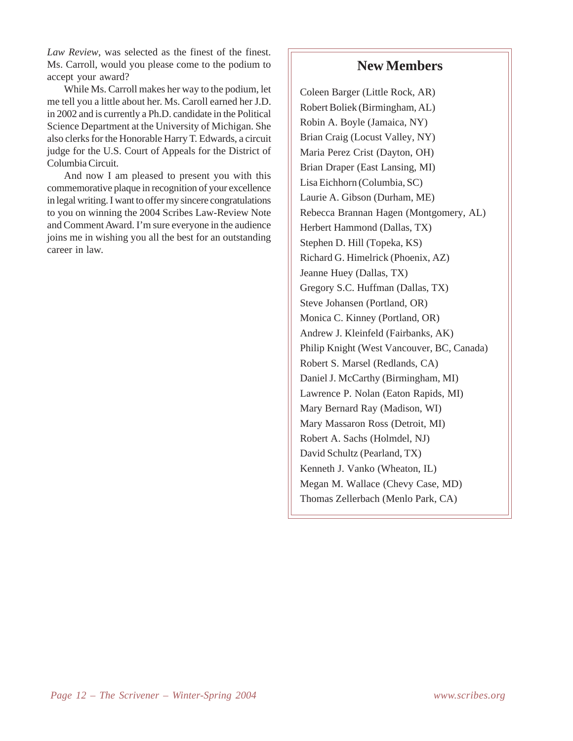*Law Review*, was selected as the finest of the finest. Ms. Carroll, would you please come to the podium to accept your award?

While Ms. Carroll makes her way to the podium, let me tell you a little about her. Ms. Caroll earned her J.D. in 2002 and is currently a Ph.D. candidate in the Political Science Department at the University of Michigan. She also clerks for the Honorable Harry T. Edwards, a circuit judge for the U.S. Court of Appeals for the District of Columbia Circuit.

And now I am pleased to present you with this commemorative plaque in recognition of your excellence in legal writing. I want to offer my sincere congratulations to you on winning the 2004 Scribes Law-Review Note and Comment Award. I'm sure everyone in the audience joins me in wishing you all the best for an outstanding career in law.

## New Members

Coleen Barger (Little Rock, AR)
Robert Boliek (Birmingham, AL)
Robin A. Boyle (Jamaica, NY)
Brian Craig (Locust Valley, NY)
Maria Perez Crist (Dayton, OH)
Brian Draper (East Lansing, MI)
Lisa Eichhorn (Columbia, SC)
Laurie A. Gibson (Durham, ME)
Rebecca Brannan Hagen (Montgomery, AL)
Herbert Hammond (Dallas, TX)
Stephen D. Hill (Topeka, KS)
Richard G. Himelrick (Phoenix, AZ)
Jeanne Huey (Dallas, TX)
Gregory S.C. Huffman (Dallas, TX)
Steve Johansen (Portland, OR)
Monica C. Kinney (Portland, OR)
Andrew J. Kleinfeld (Fairbanks, AK)
Philip Knight (West Vancouver, BC, Canada)
Robert S. Marsel (Redlands, CA)
Daniel J. McCarthy (Birmingham, MI)
Lawrence P. Nolan (Eaton Rapids, MI)
Mary Bernard Ray (Madison, WI)
Mary Massaron Ross (Detroit, MI)
Robert A. Sachs (Holmdel, NJ)
David Schultz (Pearland, TX)
Kenneth J. Vanko (Wheaton, IL)
Megan M. Wallace (Chevy Case, MD)
Thomas Zellerbach (Menlo Park, CA)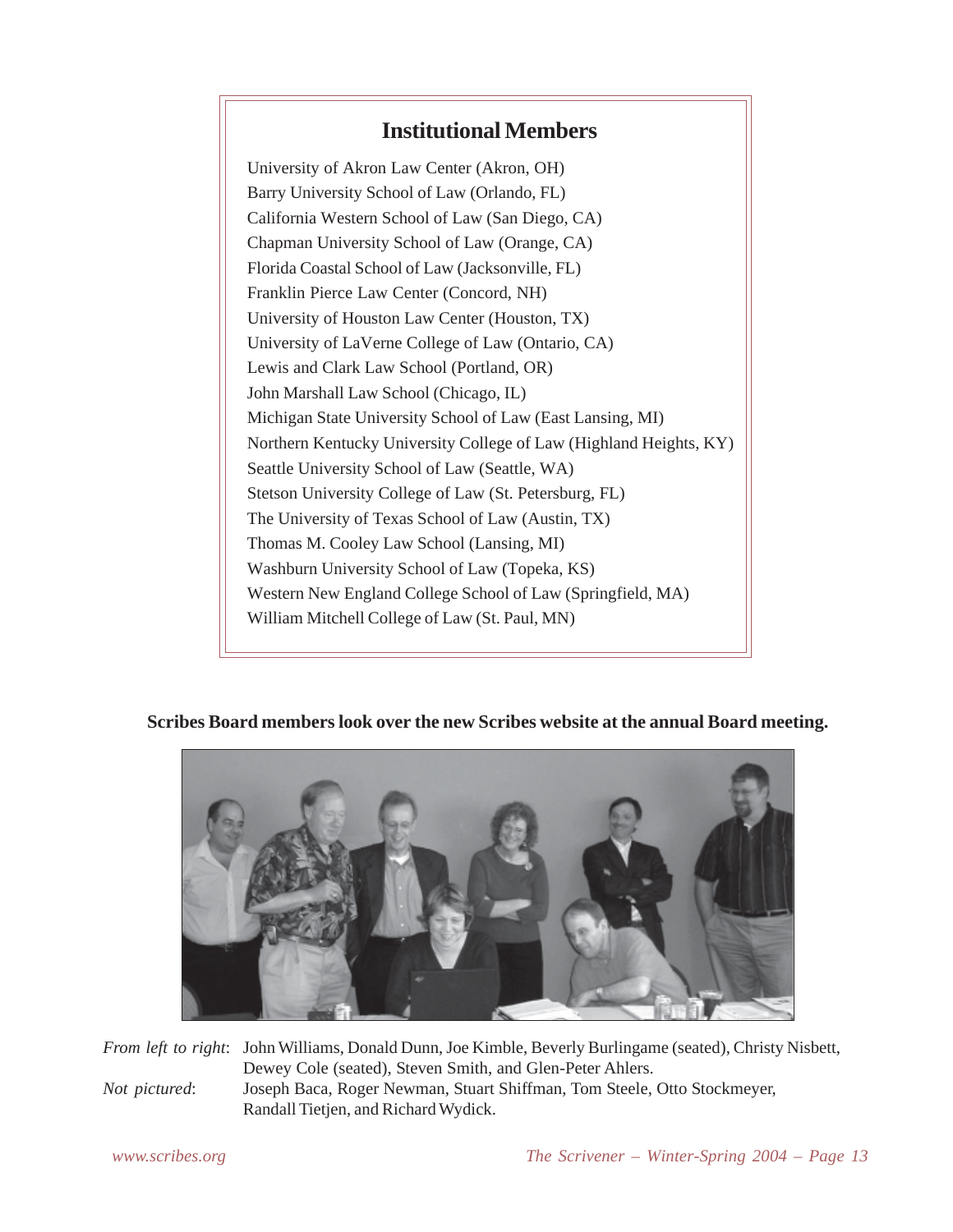## Institutional Members

University of Akron Law Center (Akron, OH)
Barry University School of Law (Orlando, FL)
California Western School of Law (San Diego, CA)
Chapman University School of Law (Orange, CA)
Florida Coastal School of Law (Jacksonville, FL)
Franklin Pierce Law Center (Concord, NH)
University of Houston Law Center (Houston, TX)
University of LaVerne College of Law (Ontario, CA)
Lewis and Clark Law School (Portland, OR)
John Marshall Law School (Chicago, IL)
Michigan State University School of Law (East Lansing, MI)
Northern Kentucky University College of Law (Highland Heights, KY)
Seattle University School of Law (Seattle, WA)
Stetson University College of Law (St. Petersburg, FL)
The University of Texas School of Law (Austin, TX)
Thomas M. Cooley Law School (Lansing, MI)
Washburn University School of Law (Topeka, KS)
Western New England College School of Law (Springfield, MA)
William Mitchell College of Law (St. Paul, MN)

**Scribes Board members look over the new Scribes website at the annual Board meeting.**

*From left to right*: John Williams, Donald Dunn, Joe Kimble, Beverly Burlingame (seated), Christy Nisbett, Dewey Cole (seated), Steven Smith, and Glen-Peter Ahlers.

*Not pictured*: Joseph Baca, Roger Newman, Stuart Shiffman, Tom Steele, Otto Stockmeyer, Randall Tietjen, and Richard Wydick.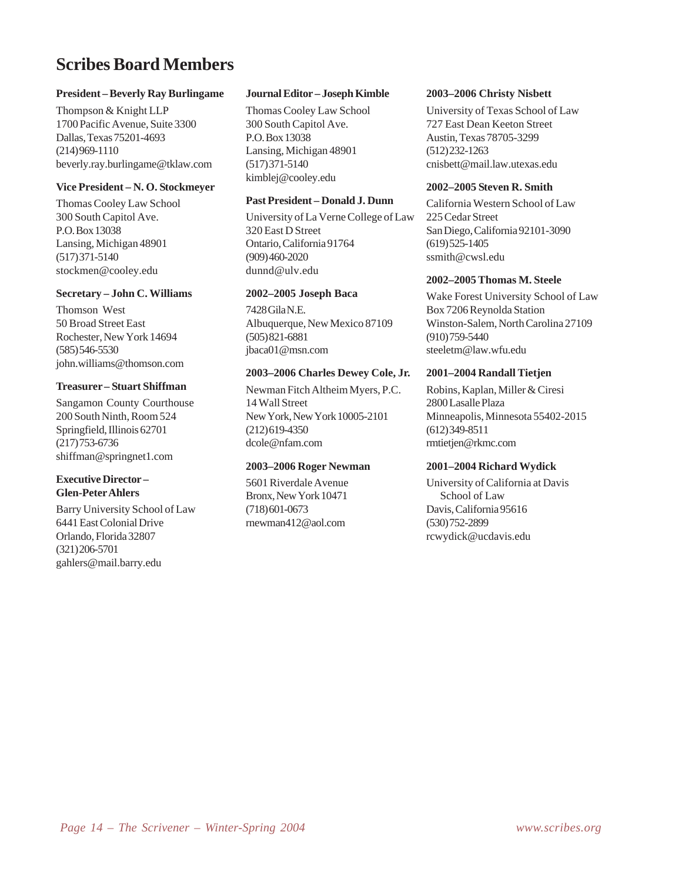# Scribes Board Members

**President – Beverly Ray Burlingame**

Thompson & Knight LLP
1700 Pacific Avenue, Suite 3300
Dallas, Texas 75201-4693
(214) 969-1110
beverly.ray.burlingame@tklaw.com

**Vice President – N. O. Stockmeyer**

Thomas Cooley Law School
300 South Capitol Ave.
P.O. Box 13038
Lansing, Michigan 48901
(517) 371-5140
stockmen@cooley.edu

**Secretary – John C. Williams**

Thomson West
50 Broad Street East
Rochester, New York 14694
(585) 546-5530
john.williams@thomson.com

**Treasurer – Stuart Shiffman**

Sangamon County Courthouse
200 South Ninth, Room 524
Springfield, Illinois 62701
(217) 753-6736
shiffman@springnet1.com

**Executive Director – Glen-Peter Ahlers**

Barry University School of Law
6441 East Colonial Drive
Orlando, Florida 32807
(321) 206-5701
gahlers@mail.barry.edu

**Journal Editor – Joseph Kimble**

Thomas Cooley Law School
300 South Capitol Ave.
P.O. Box 13038
Lansing, Michigan 48901
(517) 371-5140
kimblej@cooley.edu

**Past President – Donald J. Dunn**

University of La Verne College of Law
320 East D Street
Ontario, California 91764
(909) 460-2020
dunnd@ulv.edu

**2002–2005 Joseph Baca**

7428 Gila N.E.
Albuquerque, New Mexico 87109
(505) 821-6881
jbaca01@msn.com

**2003–2006 Charles Dewey Cole, Jr.**

Newman Fitch Altheim Myers, P.C.
14 Wall Street
New York, New York 10005-2101
(212) 619-4350
dcole@nfam.com

**2003–2006 Roger Newman**

5601 Riverdale Avenue
Bronx, New York 10471
(718) 601-0673
rnewman412@aol.com

**2003–2006 Christy Nisbett**

University of Texas School of Law
727 East Dean Keeton Street
Austin, Texas 78705-3299
(512) 232-1263
cnisbett@mail.law.utexas.edu

**2002–2005 Steven R. Smith**

California Western School of Law
225 Cedar Street
San Diego, California 92101-3090
(619) 525-1405
ssmith@cwsl.edu

**2002–2005 Thomas M. Steele**

Wake Forest University School of Law
Box 7206 Reynolda Station
Winston-Salem, North Carolina 27109
(910) 759-5440
steeletm@law.wfu.edu

**2001–2004 Randall Tietjen**

Robins, Kaplan, Miller & Ciresi
2800 Lasalle Plaza
Minneapolis, Minnesota 55402-2015
(612) 349-8511
rmtietjen@rkmc.com

**2001–2004 Richard Wydick**

University of California at Davis School of Law
Davis, California 95616
(530) 752-2899
rcwydick@ucdavis.edu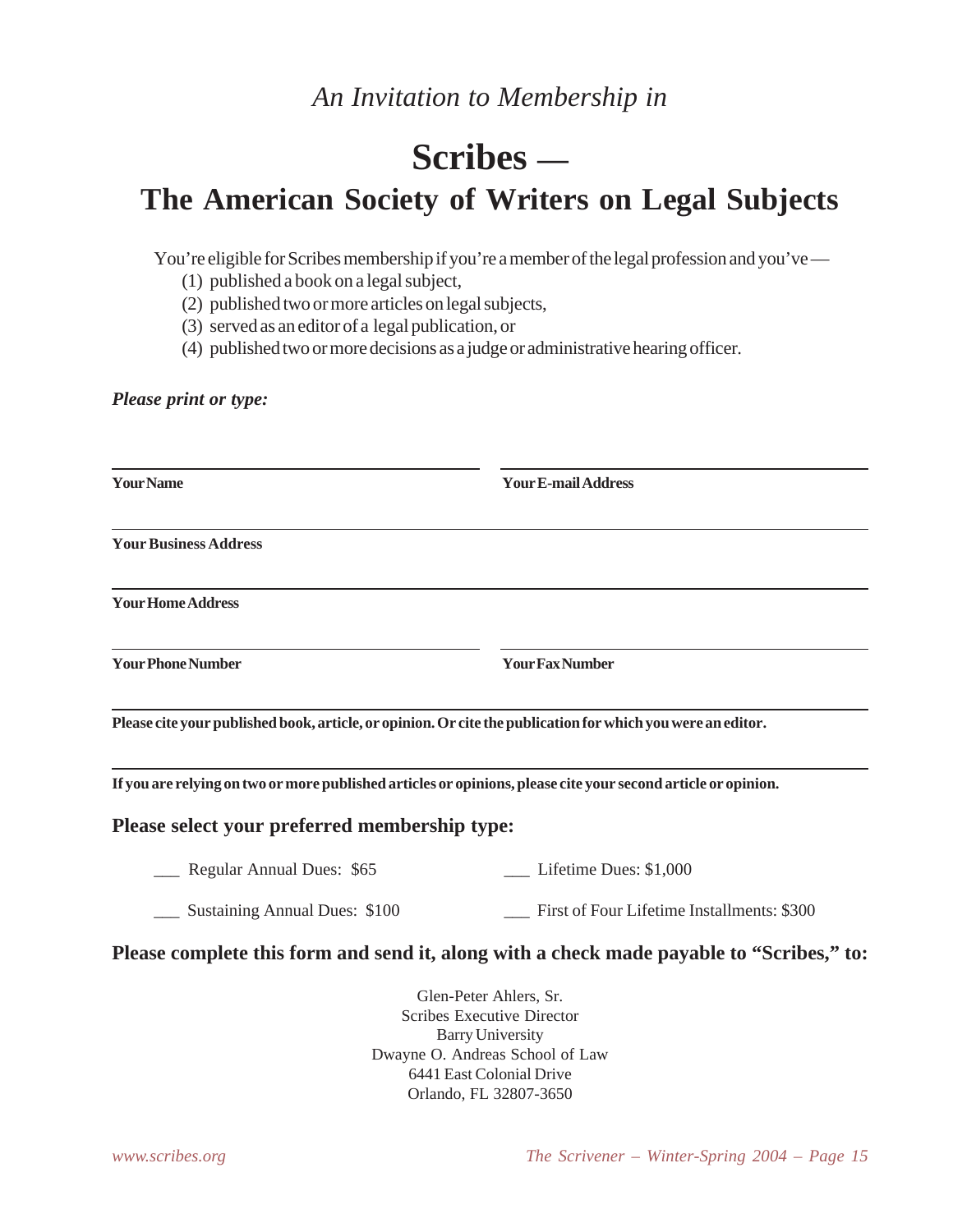*An Invitation to Membership in*

# Scribes —
# The American Society of Writers on Legal Subjects

You're eligible for Scribes membership if you're a member of the legal profession and you've —

(1) published a book on a legal subject,
(2) published two or more articles on legal subjects,
(3) served as an editor of a legal publication, or
(4) published two or more decisions as a judge or administrative hearing officer.

***Please print or type:***

**Your Name** ______________________ **Your E-mail Address** ______________________

**Your Business Address** ______________________

**Your Home Address** ______________________

**Your Phone Number** ______________________ **Your Fax Number** ______________________

**Please cite your published book, article, or opinion. Or cite the publication for which you were an editor.**

______________________

**If you are relying on two or more published articles or opinions, please cite your second article or opinion.**

______________________

### Please select your preferred membership type:

___ Regular Annual Dues: $65

___ Sustaining Annual Dues: $100

___ Lifetime Dues: $1,000

___ First of Four Lifetime Installments: $300

### Please complete this form and send it, along with a check made payable to "Scribes," to:

Glen-Peter Ahlers, Sr.
Scribes Executive Director
Barry University
Dwayne O. Andreas School of Law
6441 East Colonial Drive
Orlando, FL 32807-3650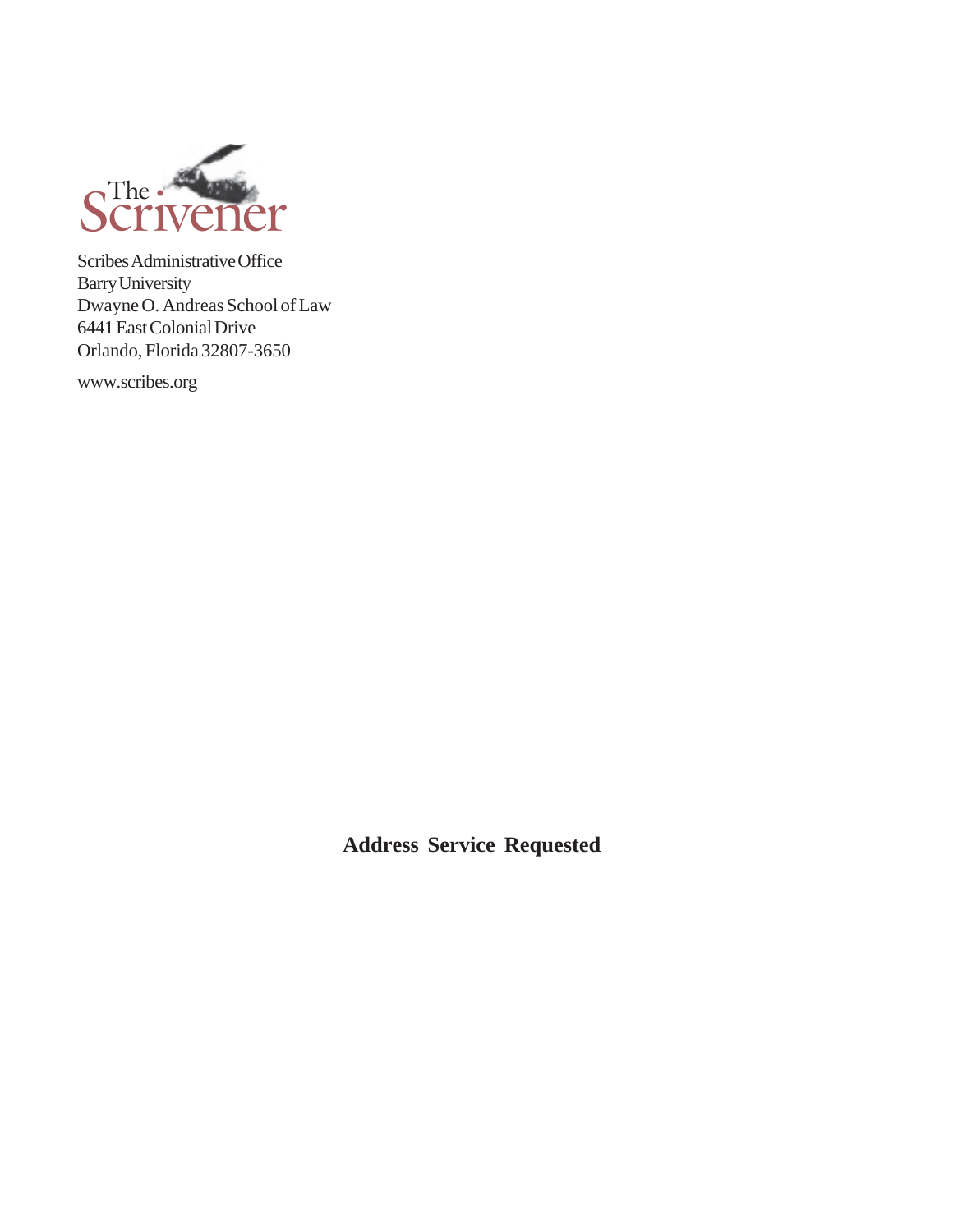The Scrivener

Scribes Administrative Office
Barry University
Dwayne O. Andreas School of Law
6441 East Colonial Drive
Orlando, Florida 32807-3650

www.scribes.org

**Address Service Requested**